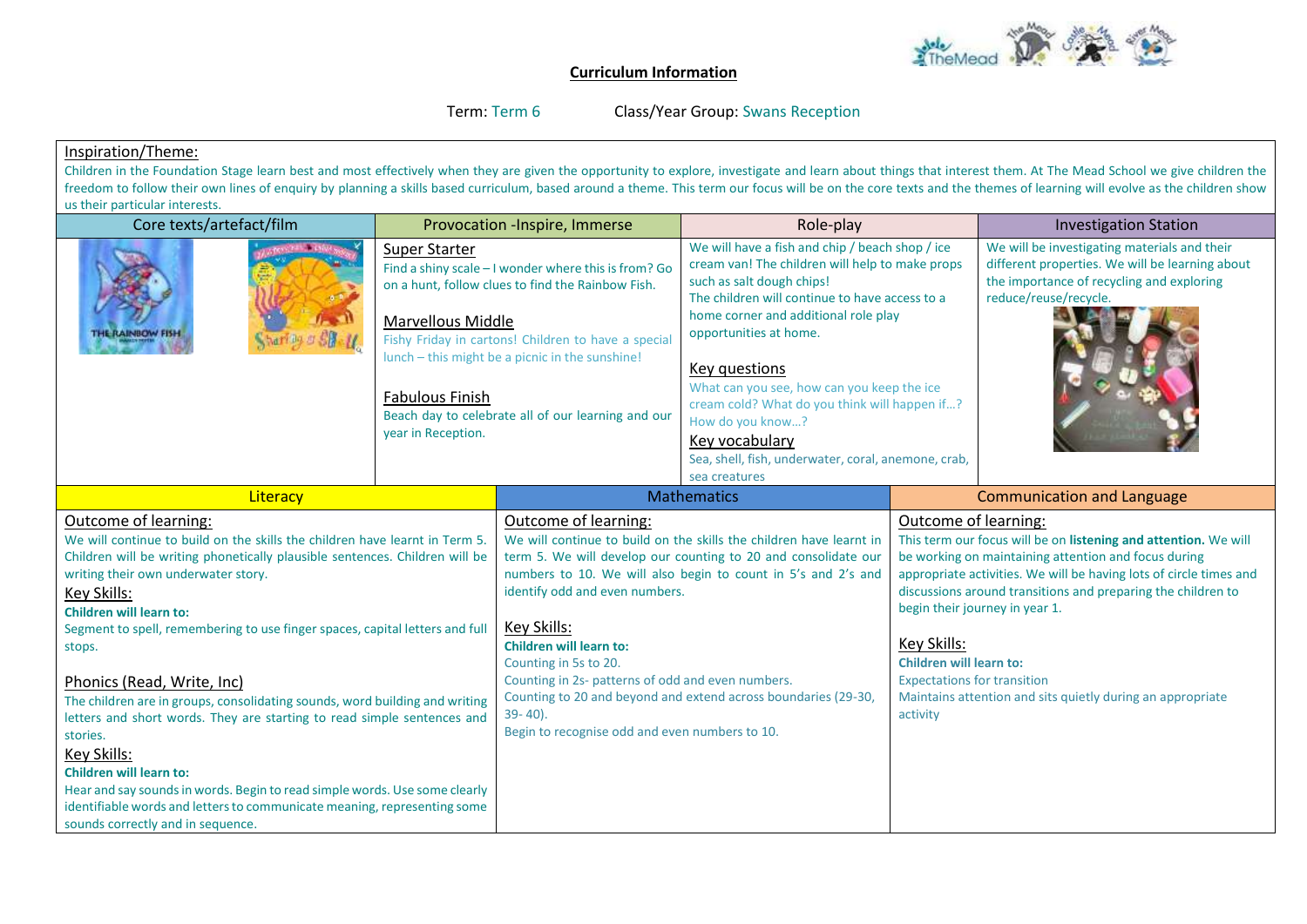# Curriculum Information

Term: Term 6 Class/Year Group: Swans Reception

## Inspiration/Theme:

Children in the Foundation Stage learn best and most effectively when they are given the opportunity to explore, investigate and learn about things that interest them. At The Mead School we give children the freedom to follow their own lines of enquiry by planning a skills based curriculum, based around a theme. This term our focus will be on the core texts and the themes of learning will evolve as the children show us their particular interests.

| Core texts/artefact/film | Provocation -Inspire, Immerse | Role-play | Investigation Station |
|---|---|---|---|
| THE RAINBOW FISH; Sharing a Shell | **Super Starter**<br>Find a shiny scale – I wonder where this is from? Go on a hunt, follow clues to find the Rainbow Fish.<br><br>**Marvellous Middle**<br>Fishy Friday in cartons! Children to have a special lunch – this might be a picnic in the sunshine!<br><br>**Fabulous Finish**<br>Beach day to celebrate all of our learning and our year in Reception. | We will have a fish and chip / beach shop / ice cream van! The children will help to make props such as salt dough chips!<br>The children will continue to have access to a home corner and additional role play opportunities at home.<br><br>**Key questions**<br>What can you see, how can you keep the ice cream cold? What do you think will happen if…? How do you know…?<br>**Key vocabulary**<br>Sea, shell, fish, underwater, coral, anemone, crab, sea creatures | We will be investigating materials and their different properties. We will be learning about the importance of recycling and exploring reduce/reuse/recycle. |

| Literacy | Mathematics | Communication and Language |
|---|---|---|
| **Outcome of learning:**<br>We will continue to build on the skills the children have learnt in Term 5. Children will be writing phonetically plausible sentences. Children will be writing their own underwater story.<br>**Key Skills:**<br>**Children will learn to:**<br>Segment to spell, remembering to use finger spaces, capital letters and full stops.<br><br>**Phonics (Read, Write, Inc)**<br>The children are in groups, consolidating sounds, word building and writing letters and short words. They are starting to read simple sentences and stories.<br>**Key Skills:**<br>**Children will learn to:**<br>Hear and say sounds in words. Begin to read simple words. Use some clearly identifiable words and letters to communicate meaning, representing some sounds correctly and in sequence. | **Outcome of learning:**<br>We will continue to build on the skills the children have learnt in term 5. We will develop our counting to 20 and consolidate our numbers to 10. We will also begin to count in 5's and 2's and identify odd and even numbers.<br><br>**Key Skills:**<br>**Children will learn to:**<br>Counting in 5s to 20.<br>Counting in 2s- patterns of odd and even numbers.<br>Counting to 20 and beyond and extend across boundaries (29-30, 39- 40).<br>Begin to recognise odd and even numbers to 10. | **Outcome of learning:**<br>This term our focus will be on **listening and attention.** We will be working on maintaining attention and focus during appropriate activities. We will be having lots of circle times and discussions around transitions and preparing the children to begin their journey in year 1.<br><br>**Key Skills:**<br>**Children will learn to:**<br>Expectations for transition<br>Maintains attention and sits quietly during an appropriate activity |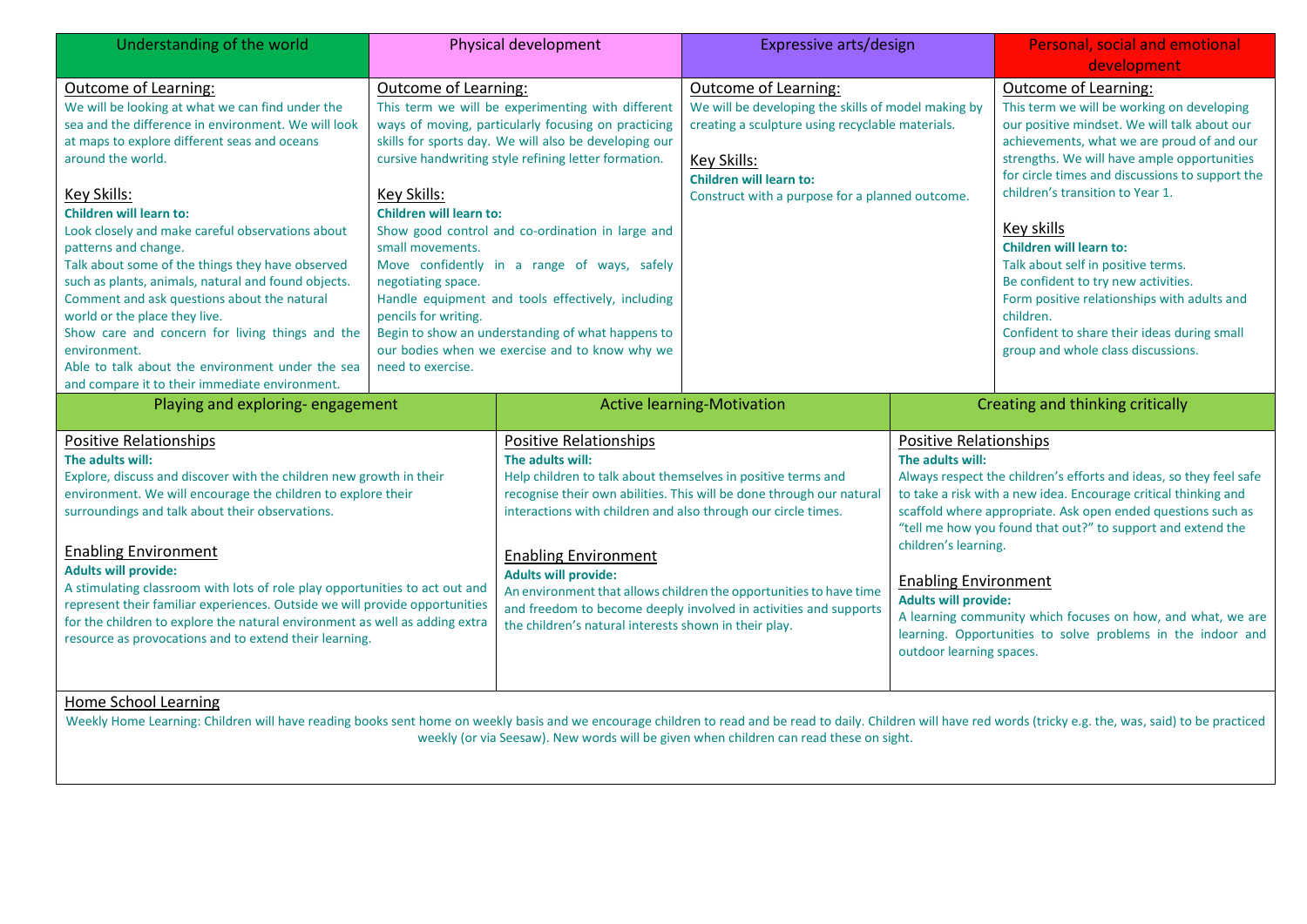| Understanding of the world | Physical development | Expressive arts/design | Personal, social and emotional development |
|---|---|---|---|
| Outcome of Learning:<br>We will be looking at what we can find under the sea and the difference in environment. We will look at maps to explore different seas and oceans around the world.<br><br>Key Skills:<br>**Children will learn to:**<br>Look closely and make careful observations about patterns and change.<br>Talk about some of the things they have observed such as plants, animals, natural and found objects.<br>Comment and ask questions about the natural world or the place they live.<br>Show care and concern for living things and the environment.<br>Able to talk about the environment under the sea and compare it to their immediate environment. | Outcome of Learning:<br>This term we will be experimenting with different ways of moving, particularly focusing on practicing skills for sports day. We will also be developing our cursive handwriting style refining letter formation.<br><br>Key Skills:<br>**Children will learn to:**<br>Show good control and co-ordination in large and small movements.<br>Move confidently in a range of ways, safely negotiating space.<br>Handle equipment and tools effectively, including pencils for writing.<br>Begin to show an understanding of what happens to our bodies when we exercise and to know why we need to exercise. | Outcome of Learning:<br>We will be developing the skills of model making by creating a sculpture using recyclable materials.<br><br>Key Skills:<br>**Children will learn to:**<br>Construct with a purpose for a planned outcome. | Outcome of Learning:<br>This term we will be working on developing our positive mindset. We will talk about our achievements, what we are proud of and our strengths. We will have ample opportunities for circle times and discussions to support the children's transition to Year 1.<br><br>Key skills<br>**Children will learn to:**<br>Talk about self in positive terms.<br>Be confident to try new activities.<br>Form positive relationships with adults and children.<br>Confident to share their ideas during small group and whole class discussions. |

| Playing and exploring- engagement | Active learning-Motivation | Creating and thinking critically |
|---|---|---|
| Positive Relationships<br>**The adults will:**<br>Explore, discuss and discover with the children new growth in their environment. We will encourage the children to explore their surroundings and talk about their observations.<br><br>Enabling Environment<br>**Adults will provide:**<br>A stimulating classroom with lots of role play opportunities to act out and represent their familiar experiences. Outside we will provide opportunities for the children to explore the natural environment as well as adding extra resource as provocations and to extend their learning. | Positive Relationships<br>**The adults will:**<br>Help children to talk about themselves in positive terms and recognise their own abilities. This will be done through our natural interactions with children and also through our circle times.<br><br>Enabling Environment<br>**Adults will provide:**<br>An environment that allows children the opportunities to have time and freedom to become deeply involved in activities and supports the children's natural interests shown in their play. | Positive Relationships<br>**The adults will:**<br>Always respect the children's efforts and ideas, so they feel safe to take a risk with a new idea. Encourage critical thinking and scaffold where appropriate. Ask open ended questions such as "tell me how you found that out?" to support and extend the children's learning.<br><br>Enabling Environment<br>**Adults will provide:**<br>A learning community which focuses on how, and what, we are learning. Opportunities to solve problems in the indoor and outdoor learning spaces. |

Home School Learning

Weekly Home Learning: Children will have reading books sent home on weekly basis and we encourage children to read and be read to daily. Children will have red words (tricky e.g. the, was, said) to be practiced weekly (or via Seesaw). New words will be given when children can read these on sight.